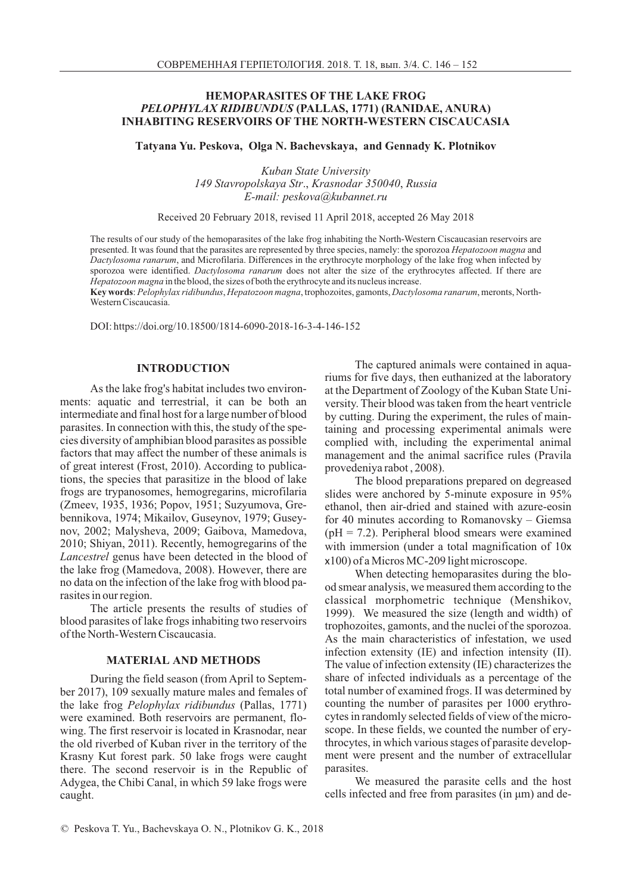# HEMOPARASITES OF THE LAKE FROG *PELOPHYLAX RIDIBUNDUS* (PALLAS, 1771) (RANIDAE, ANURA) INHABITING RESERVOIRS OF THE NORTH-WESTERN CISCAUCASIA

**Tatyana Yu. Peskova, Olga N. Bachevskaya, and Gennady K. Plotnikov**

*Kuban State University*
*149 Stavropolskaya Str., Krasnodar 350040, Russia*
*E-mail: peskova@kubannet.ru*

Received 20 February 2018, revised 11 April 2018, accepted 26 May 2018

The results of our study of the hemoparasites of the lake frog inhabiting the North-Western Ciscaucasian reservoirs are presented. It was found that the parasites are represented by three species, namely: the sporozoa *Hepatozoon magna* and *Dactylosoma ranarum*, and Microfilaria. Differences in the erythrocyte morphology of the lake frog when infected by sporozoa were identified. *Dactylosoma ranarum* does not alter the size of the erythrocytes affected. If there are *Hepatozoon magna* in the blood, the sizes of both the erythrocyte and its nucleus increase.

**Key words**: *Pelophylax ridibundus*, *Hepatozoon magna*, trophozoites, gamonts, *Dactylosoma ranarum*, meronts, North-Western Ciscaucasia.

DOI: https://doi.org/10.18500/1814-6090-2018-16-3-4-146-152

## INTRODUCTION

As the lake frog's habitat includes two environments: aquatic and terrestrial, it can be both an intermediate and final host for a large number of blood parasites. In connection with this, the study of the species diversity of amphibian blood parasites as possible factors that may affect the number of these animals is of great interest (Frost, 2010). According to publications, the species that parasitize in the blood of lake frogs are trypanosomes, hemogregarins, microfilaria (Zmeev, 1935, 1936; Popov, 1951; Suzyumova, Grebennikova, 1974; Mikailov, Guseynov, 1979; Guseynov, 2002; Malysheva, 2009; Gaibova, Mamedova, 2010; Shiyan, 2011). Recently, hemogregarins of the *Lancestrel* genus have been detected in the blood of the lake frog (Mamedova, 2008). However, there are no data on the infection of the lake frog with blood parasites in our region.

The article presents the results of studies of blood parasites of lake frogs inhabiting two reservoirs of the North-Western Ciscaucasia.

## MATERIAL AND METHODS

During the field season (from April to September 2017), 109 sexually mature males and females of the lake frog *Pelophylax ridibundus* (Pallas, 1771) were examined. Both reservoirs are permanent, flowing. The first reservoir is located in Krasnodar, near the old riverbed of Kuban river in the territory of the Krasny Kut forest park. 50 lake frogs were caught there. The second reservoir is in the Republic of Adygea, the Chibi Canal, in which 59 lake frogs were caught.

The captured animals were contained in aquariums for five days, then euthanized at the laboratory at the Department of Zoology of the Kuban State University. Their blood was taken from the heart ventricle by cutting. During the experiment, the rules of maintaining and processing experimental animals were complied with, including the experimental animal management and the animal sacrifice rules (Pravila provedeniya rabot , 2008).

The blood preparations prepared on degreased slides were anchored by 5-minute exposure in 95% ethanol, then air-dried and stained with azure-eosin for 40 minutes according to Romanovsky – Giemsa (pH = 7.2). Peripheral blood smears were examined with immersion (under a total magnification of 10x x100) of a Micros MC-209 light microscope.

When detecting hemoparasites during the blood smear analysis, we measured them according to the classical morphometric technique (Menshikov, 1999). We measured the size (length and width) of trophozoites, gamonts, and the nuclei of the sporozoa. As the main characteristics of infestation, we used infection extensity (IE) and infection intensity (II). The value of infection extensity (IE) characterizes the share of infected individuals as a percentage of the total number of examined frogs. II was determined by counting the number of parasites per 1000 erythrocytes in randomly selected fields of view of the microscope. In these fields, we counted the number of erythrocytes, in which various stages of parasite development were present and the number of extracellular parasites.

We measured the parasite cells and the host cells infected and free from parasites (in μm) and de-

© Peskova T. Yu., Bachevskaya O. N., Plotnikov G. K., 2018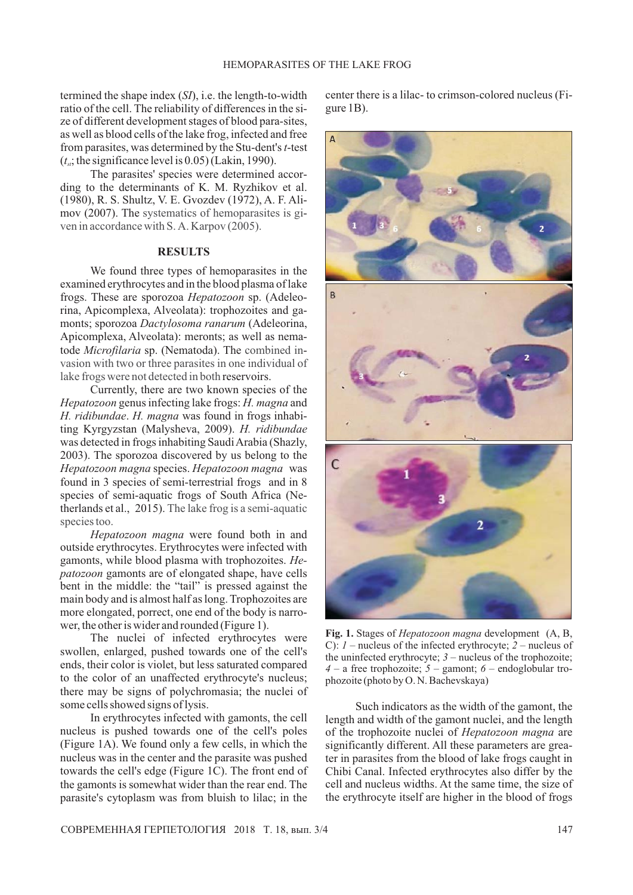termined the shape index (*SI*), i.e. the length-to-width ratio of the cell. The reliability of differences in the size of different development stages of blood para-sites, as well as blood cells of the lake frog, infected and free from parasites, was determined by the Stu-dent's *t*-test ($t_{st}$; the significance level is 0.05) (Lakin, 1990).

The parasites' species were determined according to the determinants of K. M. Ryzhikov et al. (1980), R. S. Shultz, V. E. Gvozdev (1972), A. F. Alimov (2007). The systematics of hemoparasites is given in accordance with S. A. Karpov (2005).

## RESULTS

We found three types of hemoparasites in the examined erythrocytes and in the blood plasma of lake frogs. These are sporozoa *Hepatozoon* sp. (Adeleorina, Apicomplexa, Alveolata): trophozoites and gamonts; sporozoa *Dactylosoma ranarum* (Adeleorina, Apicomplexa, Alveolata): meronts; as well as nematode *Microfilaria* sp. (Nematoda). The combined invasion with two or three parasites in one individual of lake frogs were not detected in both reservoirs.

Currently, there are two known species of the *Hepatozoon* genus infecting lake frogs: *H. magna* and *H. ridibundae*. *H. magna* was found in frogs inhabiting Kyrgyzstan (Malysheva, 2009). *H. ridibundae* was detected in frogs inhabiting Saudi Arabia (Shazly, 2003). The sporozoa discovered by us belong to the *Hepatozoon magna* species. *Hepatozoon magna* was found in 3 species of semi-terrestrial frogs and in 8 species of semi-aquatic frogs of South Africa (Netherlands et al., 2015). The lake frog is a semi-aquatic species too.

*Hepatozoon magna* were found both in and outside erythrocytes. Erythrocytes were infected with gamonts, while blood plasma with trophozoites. *Hepatozoon* gamonts are of elongated shape, have cells bent in the middle: the "tail" is pressed against the main body and is almost half as long. Trophozoites are more elongated, porrect, one end of the body is narrower, the other is wider and rounded (Figure 1).

The nuclei of infected erythrocytes were swollen, enlarged, pushed towards one of the cell's ends, their color is violet, but less saturated compared to the color of an unaffected erythrocyte's nucleus; there may be signs of polychromasia; the nuclei of some cells showed signs of lysis.

In erythrocytes infected with gamonts, the cell nucleus is pushed towards one of the cell's poles (Figure 1A). We found only a few cells, in which the nucleus was in the center and the parasite was pushed towards the cell's edge (Figure 1C). The front end of the gamonts is somewhat wider than the rear end. The parasite's cytoplasm was from bluish to lilac; in the center there is a lilac- to crimson-colored nucleus (Figure 1B).

**Fig. 1.** Stages of *Hepatozoon magna* development (A, B, C): *1* – nucleus of the infected erythrocyte; *2* – nucleus of the uninfected erythrocyte; *3* – nucleus of the trophozoite; *4* – a free trophozoite; *5* – gamont; *6* – endoglobular trophozoite (photo by O. N. Bachevskaya)

Such indicators as the width of the gamont, the length and width of the gamont nuclei, and the length of the trophozoite nuclei of *Hepatozoon magna* are significantly different. All these parameters are greater in parasites from the blood of lake frogs caught in Chibi Canal. Infected erythrocytes also differ by the cell and nucleus widths. At the same time, the size of the erythrocyte itself are higher in the blood of frogs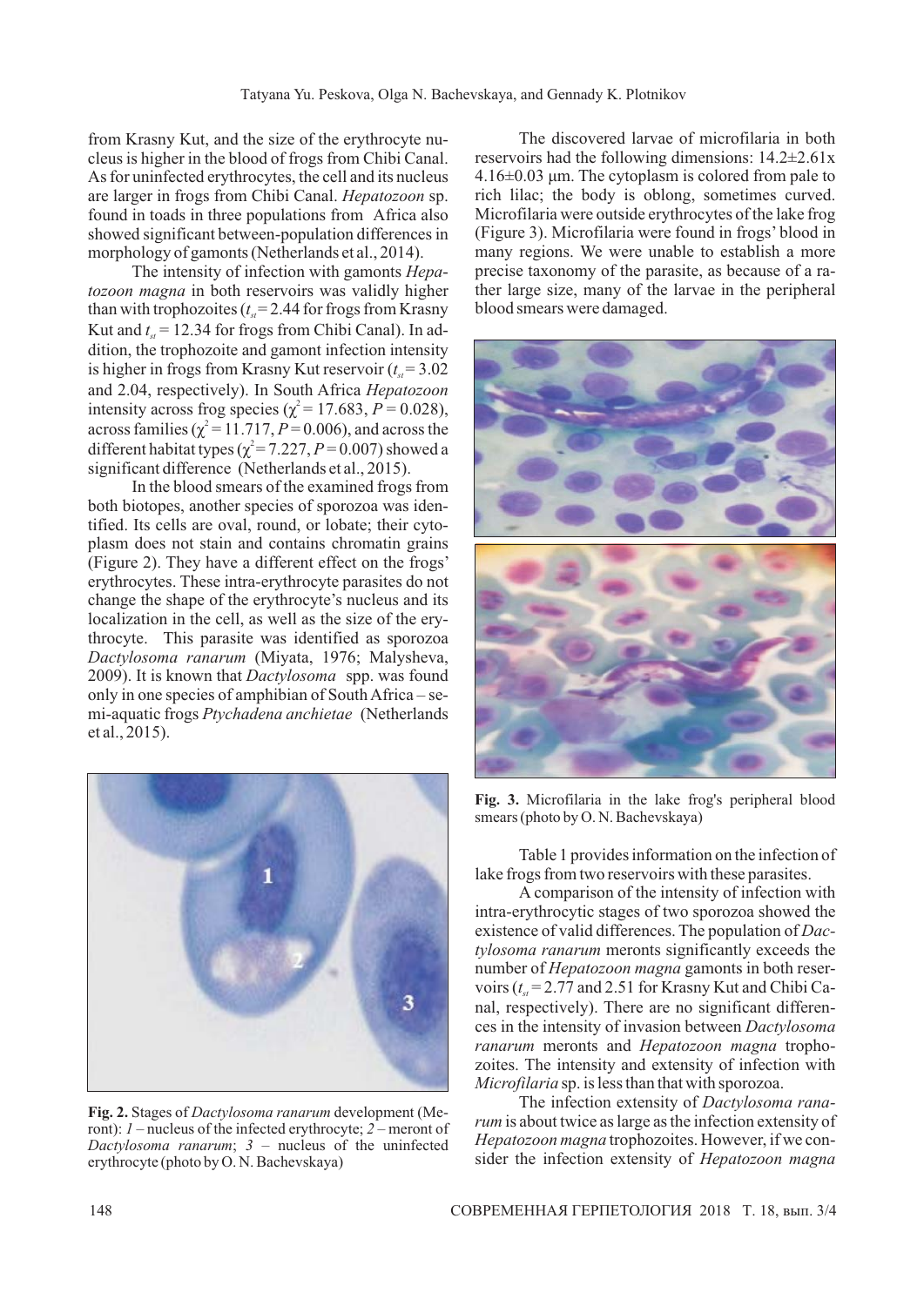from Krasny Kut, and the size of the erythrocyte nucleus is higher in the blood of frogs from Chibi Canal. As for uninfected erythrocytes, the cell and its nucleus are larger in frogs from Chibi Canal. *Hepatozoon* sp. found in toads in three populations from Africa also showed significant between-population differences in morphology of gamonts (Netherlands et al., 2014).

The intensity of infection with gamonts *Hepatozoon magna* in both reservoirs was validly higher than with trophozoites ($t_{st}$ = 2.44 for frogs from Krasny Kut and $t_{st}$ = 12.34 for frogs from Chibi Canal). In addition, the trophozoite and gamont infection intensity is higher in frogs from Krasny Kut reservoir ($t_{st}$ = 3.02 and 2.04, respectively). In South Africa *Hepatozoon* intensity across frog species ($\chi^2$ = 17.683, $P$ = 0.028), across families ($\chi^2$ = 11.717, $P$ = 0.006), and across the different habitat types ($\chi^2$ = 7.227, $P$ = 0.007) showed a significant difference (Netherlands et al., 2015).

In the blood smears of the examined frogs from both biotopes, another species of sporozoa was identified. Its cells are oval, round, or lobate; their cytoplasm does not stain and contains chromatin grains (Figure 2). They have a different effect on the frogs' erythrocytes. These intra-erythrocyte parasites do not change the shape of the erythrocyte's nucleus and its localization in the cell, as well as the size of the erythrocyte. This parasite was identified as sporozoa *Dactylosoma ranarum* (Miyata, 1976; Malysheva, 2009). It is known that *Dactylosoma* spp. was found only in one species of amphibian of South Africa – semi-aquatic frogs *Ptychadena anchietae* (Netherlands et al., 2015).

**Fig. 2.** Stages of *Dactylosoma ranarum* development (Meront): *1* – nucleus of the infected erythrocyte; *2* – meront of *Dactylosoma ranarum*; *3* – nucleus of the uninfected erythrocyte (photo by O. N. Bachevskaya)

The discovered larvae of microfilaria in both reservoirs had the following dimensions: 14.2±2.61x 4.16±0.03 μm. The cytoplasm is colored from pale to rich lilac; the body is oblong, sometimes curved. Microfilaria were outside erythrocytes of the lake frog (Figure 3). Microfilaria were found in frogs' blood in many regions. We were unable to establish a more precise taxonomy of the parasite, as because of a rather large size, many of the larvae in the peripheral blood smears were damaged.

**Fig. 3.** Microfilaria in the lake frog's peripheral blood smears (photo by O. N. Bachevskaya)

Table 1 provides information on the infection of lake frogs from two reservoirs with these parasites.

A comparison of the intensity of infection with intra-erythrocytic stages of two sporozoa showed the existence of valid differences. The population of *Dactylosoma ranarum* meronts significantly exceeds the number of *Hepatozoon magna* gamonts in both reservoirs ($t_{st}$ = 2.77 and 2.51 for Krasny Kut and Chibi Canal, respectively). There are no significant differences in the intensity of invasion between *Dactylosoma ranarum* meronts and *Hepatozoon magna* trophozoites. The intensity and extensity of infection with *Microfilaria* sp. is less than that with sporozoa.

The infection extensity of *Dactylosoma ranarum* is about twice as large as the infection extensity of *Hepatozoon magna* trophozoites. However, if we consider the infection extensity of *Hepatozoon magna*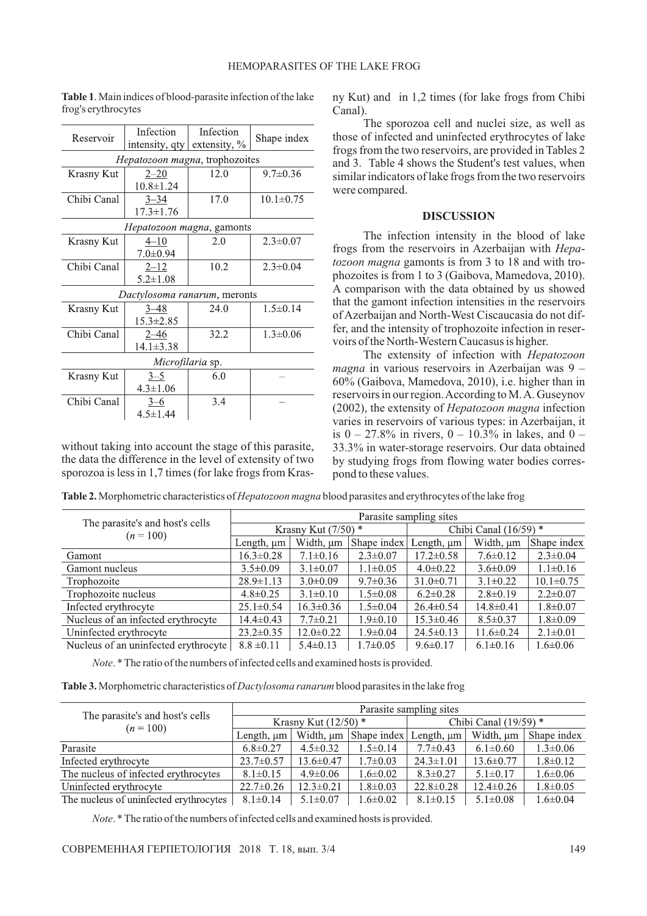**Table 1**. Main indices of blood-parasite infection of the lake frog's erythrocytes

| Reservoir | Infection intensity, qty | Infection extensity, % | Shape index |
|---|---|---|---|
| *Hepatozoon magna*, trophozoites | | | |
| Krasny Kut | 2–20<br>10.8±1.24 | 12.0 | 9.7±0.36 |
| Chibi Canal | 3–34<br>17.3±1.76 | 17.0 | 10.1±0.75 |
| *Hepatozoon magna*, gamonts | | | |
| Krasny Kut | 4–10<br>7.0±0.94 | 2.0 | 2.3±0.07 |
| Chibi Canal | 2–12<br>5.2±1.08 | 10.2 | 2.3±0.04 |
| *Dactylosoma ranarum*, meronts | | | |
| Krasny Kut | 3–48<br>15.3±2.85 | 24.0 | 1.5±0.14 |
| Chibi Canal | 2–46<br>14.1±3.38 | 32.2 | 1.3±0.06 |
| *Microfilaria* sp. | | | |
| Krasny Kut | 3–5<br>4.3±1.06 | 6.0 | – |
| Chibi Canal | 3–6<br>4.5±1.44 | 3.4 | – |

without taking into account the stage of this parasite, the data the difference in the level of extensity of two sporozoa is less in 1,7 times (for lake frogs from Krasny Kut) and in 1,2 times (for lake frogs from Chibi Canal).

The sporozoa cell and nuclei size, as well as those of infected and uninfected erythrocytes of lake frogs from the two reservoirs, are provided in Tables 2 and 3. Table 4 shows the Student's test values, when similar indicators of lake frogs from the two reservoirs were compared.

## DISCUSSION

The infection intensity in the blood of lake frogs from the reservoirs in Azerbaijan with *Hepatozoon magna* gamonts is from 3 to 18 and with trophozoites is from 1 to 3 (Gaibova, Mamedova, 2010). A comparison with the data obtained by us showed that the gamont infection intensities in the reservoirs of Azerbaijan and North-West Ciscaucasia do not differ, and the intensity of trophozoite infection in reservoirs of the North-Western Caucasus is higher.

The extensity of infection with *Hepatozoon magna* in various reservoirs in Azerbaijan was 9 – 60% (Gaibova, Mamedova, 2010), i.e. higher than in reservoirs in our region. According to M. A. Guseynov (2002), the extensity of *Hepatozoon magna* infection varies in reservoirs of various types: in Azerbaijan, it is 0 – 27.8% in rivers, 0 – 10.3% in lakes, and 0 – 33.3% in water-storage reservoirs. Our data obtained by studying frogs from flowing water bodies correspond to these values.

**Table 2.** Morphometric characteristics of *Hepatozoon magna* blood parasites and erythrocytes of the lake frog

| The parasite's and host's cells ($n$ = 100) | Parasite sampling sites | | | | | |
|---|---|---|---|---|---|---|
| | Krasny Kut (7/50) * | | | Chibi Canal (16/59) * | | |
| | Length, μm | Width, μm | Shape index | Length, μm | Width, μm | Shape index |
| Gamont | 16.3±0.28 | 7.1±0.16 | 2.3±0.07 | 17.2±0.58 | 7.6±0.12 | 2.3±0.04 |
| Gamont nucleus | 3.5±0.09 | 3.1±0.07 | 1.1±0.05 | 4.0±0.22 | 3.6±0.09 | 1.1±0.16 |
| Trophozoite | 28.9±1.13 | 3.0±0.09 | 9.7±0.36 | 31.0±0.71 | 3.1±0.22 | 10.1±0.75 |
| Trophozoite nucleus | 4.8±0.25 | 3.1±0.10 | 1.5±0.08 | 6.2±0.28 | 2.8±0.19 | 2.2±0.07 |
| Infected erythrocyte | 25.1±0.54 | 16.3±0.36 | 1.5±0.04 | 26.4±0.54 | 14.8±0.41 | 1.8±0.07 |
| Nucleus of an infected erythrocyte | 14.4±0.43 | 7.7±0.21 | 1.9±0.10 | 15.3±0.46 | 8.5±0.37 | 1.8±0.09 |
| Uninfected erythrocyte | 23.2±0.35 | 12.0±0.22 | 1.9±0.04 | 24.5±0.13 | 11.6±0.24 | 2.1±0.01 |
| Nucleus of an uninfected erythrocyte | 8.8 ±0.11 | 5.4±0.13 | 1.7±0.05 | 9.6±0.17 | 6.1±0.16 | 1.6±0.06 |

*Note*. * The ratio of the numbers of infected cells and examined hosts is provided.

**Table 3.** Morphometric characteristics of *Dactylosoma ranarum* blood parasites in the lake frog

| The parasite's and host's cells ($n$ = 100) | Parasite sampling sites | | | | | |
|---|---|---|---|---|---|---|
| | Krasny Kut (12/50) * | | | Chibi Canal (19/59) * | | |
| | Length, μm | Width, μm | Shape index | Length, μm | Width, μm | Shape index |
| Parasite | 6.8±0.27 | 4.5±0.32 | 1.5±0.14 | 7.7±0.43 | 6.1±0.60 | 1.3±0.06 |
| Infected erythrocyte | 23.7±0.57 | 13.6±0.47 | 1.7±0.03 | 24.3±1.01 | 13.6±0.77 | 1.8±0.12 |
| The nucleus of infected erythrocytes | 8.1±0.15 | 4.9±0.06 | 1.6±0.02 | 8.3±0.27 | 5.1±0.17 | 1.6±0.06 |
| Uninfected erythrocyte | 22.7±0.26 | 12.3±0.21 | 1.8±0.03 | 22.8±0.28 | 12.4±0.26 | 1.8±0.05 |
| The nucleus of uninfected erythrocytes | 8.1±0.14 | 5.1±0.07 | 1.6±0.02 | 8.1±0.15 | 5.1±0.08 | 1.6±0.04 |

*Note*. * The ratio of the numbers of infected cells and examined hosts is provided.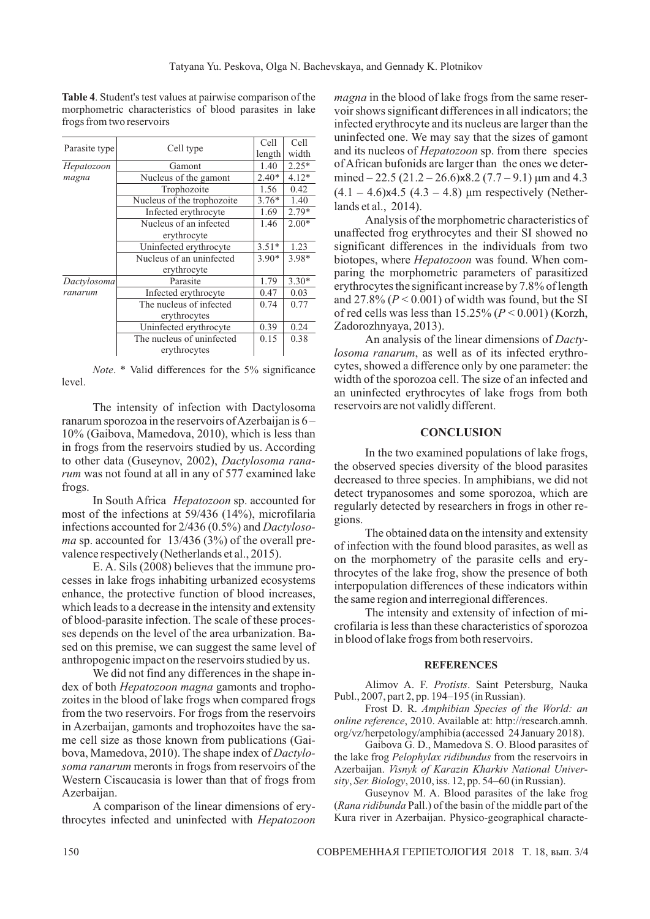**Table 4**. Student's test values at pairwise comparison of the morphometric characteristics of blood parasites in lake frogs from two reservoirs

| Parasite type | Cell type | Cell length | Cell width |
|---|---|---|---|
| *Hepatozoon magna* | Gamont | 1.40 | 2.25* |
| | Nucleus of the gamont | 2.40* | 4.12* |
| | Trophozoite | 1.56 | 0.42 |
| | Nucleus of the trophozoite | 3.76* | 1.40 |
| | Infected erythrocyte | 1.69 | 2.79* |
| | Nucleus of an infected erythrocyte | 1.46 | 2.00* |
| | Uninfected erythrocyte | 3.51* | 1.23 |
| | Nucleus of an uninfected erythrocyte | 3.90* | 3.98* |
| *Dactylosoma ranarum* | Parasite | 1.79 | 3.30* |
| | Infected erythrocyte | 0.47 | 0.03 |
| | The nucleus of infected erythrocytes | 0.74 | 0.77 |
| | Uninfected erythrocyte | 0.39 | 0.24 |
| | The nucleus of uninfected erythrocytes | 0.15 | 0.38 |

*Note*. * Valid differences for the 5% significance level.

The intensity of infection with Dactylosoma ranarum sporozoa in the reservoirs of Azerbaijan is 6 – 10% (Gaibova, Mamedova, 2010), which is less than in frogs from the reservoirs studied by us. According to other data (Guseynov, 2002), *Dactylosoma ranarum* was not found at all in any of 577 examined lake frogs.

In South Africa *Hepatozoon* sp. accounted for most of the infections at 59/436 (14%), microfilaria infections accounted for 2/436 (0.5%) and *Dactylosoma* sp. accounted for 13/436 (3%) of the overall prevalence respectively (Netherlands et al., 2015).

E. A. Sils (2008) believes that the immune processes in lake frogs inhabiting urbanized ecosystems enhance, the protective function of blood increases, which leads to a decrease in the intensity and extensity of blood-parasite infection. The scale of these processes depends on the level of the area urbanization. Based on this premise, we can suggest the same level of anthropogenic impact on the reservoirs studied by us.

We did not find any differences in the shape index of both *Hepatozoon magna* gamonts and trophozoites in the blood of lake frogs when compared frogs from the two reservoirs. For frogs from the reservoirs in Azerbaijan, gamonts and trophozoites have the same cell size as those known from publications (Gaibova, Mamedova, 2010). The shape index of *Dactylosoma ranarum* meronts in frogs from reservoirs of the Western Ciscaucasia is lower than that of frogs from Azerbaijan.

A comparison of the linear dimensions of erythrocytes infected and uninfected with *Hepatozoon magna* in the blood of lake frogs from the same reservoir shows significant differences in all indicators; the infected erythrocyte and its nucleus are larger than the uninfected one. We may say that the sizes of gamont and its nucleos of *Hepatozoon* sp. from there species of African bufonids are larger than the ones we determined – 22.5 (21.2 – 26.6)x8.2 (7.7 – 9.1) μm and 4.3 (4.1 – 4.6)x4.5 (4.3 – 4.8) μm respectively (Netherlands et al., 2014).

Analysis of the morphometric characteristics of unaffected frog erythrocytes and their SI showed no significant differences in the individuals from two biotopes, where *Hepatozoon* was found. When comparing the morphometric parameters of parasitized erythrocytes the significant increase by 7.8% of length and 27.8% ($P < 0.001$) of width was found, but the SI of red cells was less than 15.25% ($P < 0.001$) (Korzh, Zadorozhnyaya, 2013).

An analysis of the linear dimensions of *Dactylosoma ranarum*, as well as of its infected erythrocytes, showed a difference only by one parameter: the width of the sporozoa cell. The size of an infected and an uninfected erythrocytes of lake frogs from both reservoirs are not validly different.

## CONCLUSION

In the two examined populations of lake frogs, the observed species diversity of the blood parasites decreased to three species. In amphibians, we did not detect trypanosomes and some sporozoa, which are regularly detected by researchers in frogs in other regions.

The obtained data on the intensity and extensity of infection with the found blood parasites, as well as on the morphometry of the parasite cells and erythrocytes of the lake frog, show the presence of both interpopulation differences of these indicators within the same region and interregional differences.

The intensity and extensity of infection of microfilaria is less than these characteristics of sporozoa in blood of lake frogs from both reservoirs.

## REFERENCES

Alimov A. F. *Protists*. Saint Petersburg, Nauka Publ., 2007, part 2, pp. 194–195 (in Russian).

Frost D. R. *Amphibian Species of the World: an online reference*, 2010. Available at: http://research.amnh.org/vz/herpetology/amphibia (accessed 24 January 2018).

Gaibova G. D., Mamedova S. O. Blood parasites of the lake frog *Pelophylax ridibundus* from the reservoirs in Azerbaijan. *Visnyk of Karazin Kharkiv National University*, *Ser. Biology*, 2010, iss. 12, pp. 54–60 (in Russian).

Guseynov M. A. Blood parasites of the lake frog (*Rana ridibunda* Pall.) of the basin of the middle part of the Kura river in Azerbaijan. Physico-geographical characte-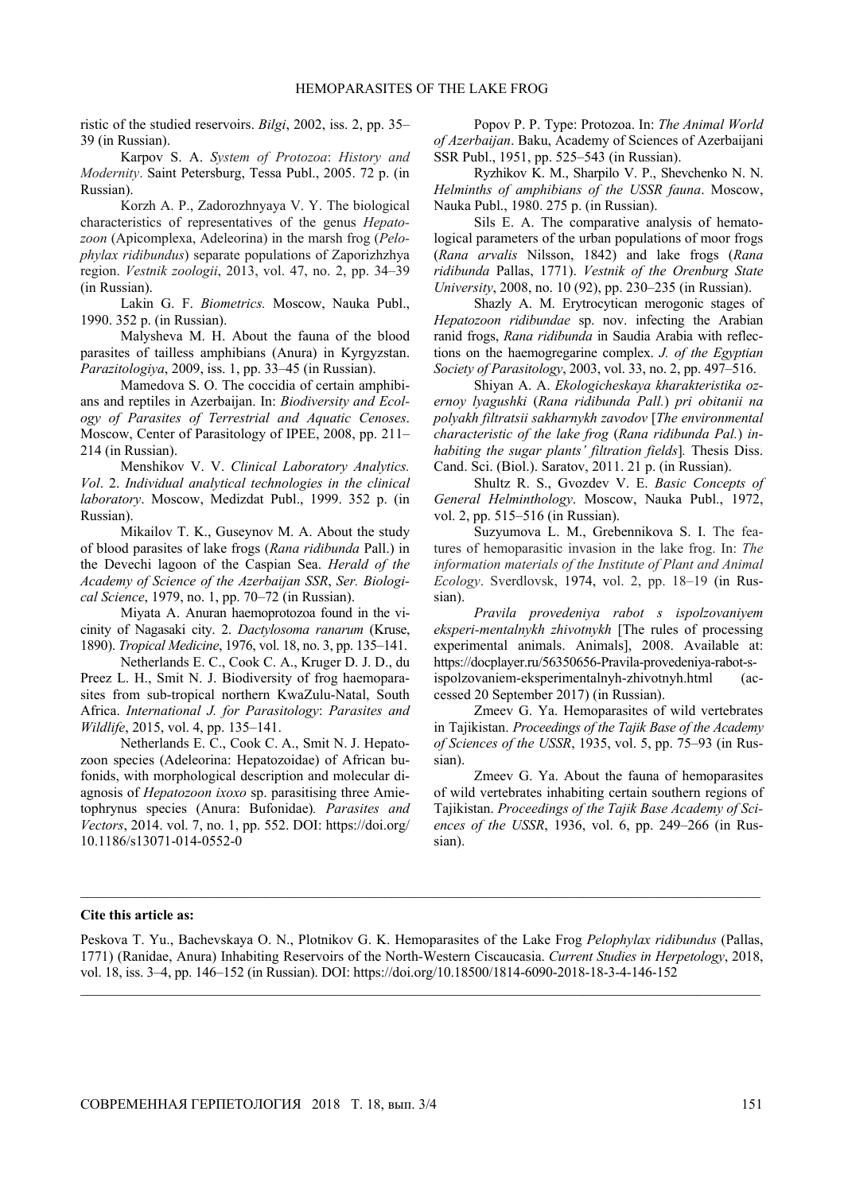ristic of the studied reservoirs. *Bilgi*, 2002, iss. 2, pp. 35–39 (in Russian).

Karpov S. A. *System of Protozoa*: *History and Modernity*. Saint Petersburg, Tessa Publ., 2005. 72 p. (in Russian).

Korzh A. P., Zadorozhnyaya V. Y. The biological characteristics of representatives of the genus *Hepatozoon* (Apicomplexa, Adeleorina) in the marsh frog (*Pelophylax ridibundus*) separate populations of Zaporizhzhya region. *Vestnik zoologii*, 2013, vol. 47, no. 2, pp. 34–39 (in Russian).

Lakin G. F. *Biometrics.* Moscow, Nauka Publ., 1990. 352 p. (in Russian).

Malysheva M. H. About the fauna of the blood parasites of tailless amphibians (Anura) in Kyrgyzstan. *Parazitologiya*, 2009, iss. 1, pp. 33–45 (in Russian).

Mamedova S. O. The coccidia of certain amphibians and reptiles in Azerbaijan. In: *Biodiversity and Ecology of Parasites of Terrestrial and Aquatic Cenoses*. Moscow, Center of Parasitology of IPEE, 2008, pp. 211–214 (in Russian).

Menshikov V. V. *Clinical Laboratory Analytics. Vol*. 2. *Individual analytical technologies in the clinical laboratory*. Moscow, Medizdat Publ., 1999. 352 p. (in Russian).

Mikailov T. K., Guseynov M. A. About the study of blood parasites of lake frogs (*Rana ridibunda* Pall.) in the Devechi lagoon of the Caspian Sea. *Herald of the Academy of Science of the Azerbaijan SSR*, *Ser. Biological Science*, 1979, no. 1, pp. 70–72 (in Russian).

Miyata A. Anuran haemoprotozoa found in the vicinity of Nagasaki city. 2. *Dactylosoma ranarum* (Kruse, 1890). *Tropical Medicine*, 1976, vol. 18, no. 3, pp. 135–141.

Netherlands E. C., Cook C. A., Kruger D. J. D., du Preez L. H., Smit N. J. Biodiversity of frog haemoparasites from sub-tropical northern KwaZulu-Natal, South Africa. *International J. for Parasitology*: *Parasites and Wildlife*, 2015, vol. 4, pp. 135–141.

Netherlands E. C., Cook C. A., Smit N. J. Hepatozoon species (Adeleorina: Hepatozoidae) of African bufonids, with morphological description and molecular diagnosis of *Hepatozoon ixoxo* sp. parasitising three Amietophrynus species (Anura: Bufonidae)*. Parasites and Vectors*, 2014. vol. 7, no. 1, pp. 552. DOI: https://doi.org/10.1186/s13071-014-0552-0

Popov P. P. Type: Protozoa. In: *The Animal World of Azerbaijan*. Baku, Academy of Sciences of Azerbaijani SSR Publ., 1951, pp. 525–543 (in Russian).

Ryzhikov K. M., Sharpilo V. P., Shevchenko N. N. *Helminths of amphibians of the USSR fauna*. Moscow, Nauka Publ., 1980. 275 p. (in Russian).

Sils E. A. The comparative analysis of hematological parameters of the urban populations of moor frogs (*Rana arvalis* Nilsson, 1842) and lake frogs (*Rana ridibunda* Pallas, 1771). *Vestnik of the Orenburg State University*, 2008, no. 10 (92), pp. 230–235 (in Russian).

Shazly A. M. Erytrocytican merogonic stages of *Hepatozoon ridibundae* sp. nov. infecting the Arabian ranid frogs, *Rana ridibunda* in Saudia Arabia with reflections on the haemogregarine complex. *J. of the Egyptian Society of Parasitology*, 2003, vol. 33, no. 2, pp. 497–516.

Shiyan A. A. *Ekologicheskaya kharakteristika ozernoy lyagushki* (*Rana ridibunda Pall.*) *pri obitanii na polyakh filtratsii sakharnykh zavodov* [*The environmental characteristic of the lake frog* (*Rana ridibunda Pal.*) *inhabiting the sugar plants' filtration fields*]*.* Thesis Diss. Cand. Sci. (Biol.). Saratov, 2011. 21 p. (in Russian).

Shultz R. S., Gvozdev V. E. *Basic Concepts of General Helminthology*. Moscow, Nauka Publ., 1972, vol. 2, pp. 515–516 (in Russian).

Suzyumova L. M., Grebennikova S. I. The features of hemoparasitic invasion in the lake frog. In: *The information materials of the Institute of Plant and Animal Ecology*. Sverdlovsk, 1974, vol. 2, pp. 18–19 (in Russian).

*Pravila provedeniya rabot s ispolzovaniyem eksperi-mentalnykh zhivotnykh* [The rules of processing experimental animals. Animals], 2008. Available at: https://docplayer.ru/56350656-Pravila-provedeniya-rabot-s-ispolzovaniem-eksperimentalnyh-zhivotnyh.html (accessed 20 September 2017) (in Russian).

Zmeev G. Ya. Hemoparasites of wild vertebrates in Tajikistan. *Proceedings of the Tajik Base of the Academy of Sciences of the USSR*, 1935, vol. 5, pp. 75–93 (in Russian).

Zmeev G. Ya. About the fauna of hemoparasites of wild vertebrates inhabiting certain southern regions of Tajikistan. *Proceedings of the Tajik Base Academy of Sciences of the USSR*, 1936, vol. 6, pp. 249–266 (in Russian).

---

**Cite this article as:**

Peskova T. Yu., Bachevskaya O. N., Plotnikov G. K. Hemoparasites of the Lake Frog *Pelophylax ridibundus* (Pallas, 1771) (Ranidae, Anura) Inhabiting Reservoirs of the North-Western Ciscaucasia. *Current Studies in Herpetology*, 2018, vol. 18, iss. 3–4, pp. 146–152 (in Russian). DOI: https://doi.org/10.18500/1814-6090-2018-18-3-4-146-152

---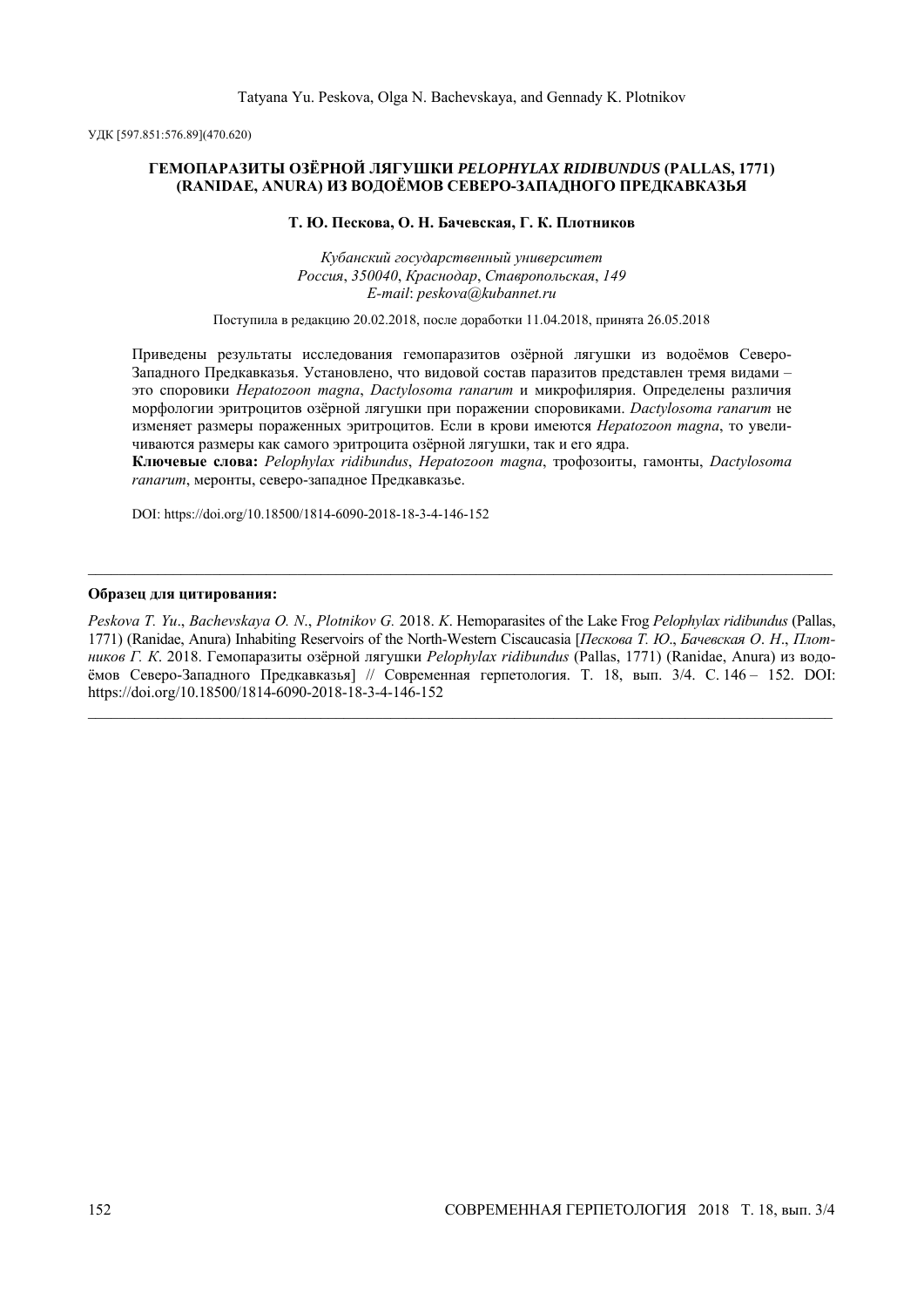Tatyana Yu. Peskova, Olga N. Bachevskaya, and Gennady K. Plotnikov

УДК [597.851:576.89](470.620)

## ГЕМОПАРАЗИТЫ ОЗЁРНОЙ ЛЯГУШКИ *PELOPHYLAX RIDIBUNDUS* (PALLAS, 1771) (RANIDAE, ANURA) ИЗ ВОДОЁМОВ СЕВЕРО-ЗАПАДНОГО ПРЕДКАВКАЗЬЯ

**Т. Ю. Пескова, О. Н. Бачевская, Г. К. Плотников**

*Кубанский государственный университет*
*Россия, 350040, Краснодар, Ставропольская, 149*
*E-mail: peskova@kubannet.ru*

Поступила в редакцию 20.02.2018, после доработки 11.04.2018, принята 26.05.2018

Приведены результаты исследования гемопаразитов озёрной лягушки из водоёмов Северо-Западного Предкавказья. Установлено, что видовой состав паразитов представлен тремя видами – это споровики *Hepatozoon magna*, *Dactylosoma ranarum* и микрофилярия. Определены различия морфологии эритроцитов озёрной лягушки при поражении споровиками. *Dactylosoma ranarum* не изменяет размеры пораженных эритроцитов. Если в крови имеются *Hepatozoon magna*, то увеличиваются размеры как самого эритроцита озёрной лягушки, так и его ядра.

**Ключевые слова:** *Pelophylax ridibundus*, *Hepatozoon magna*, трофозоиты, гамонты, *Dactylosoma ranarum*, меронты, северо-западное Предкавказье.

DOI: https://doi.org/10.18500/1814-6090-2018-18-3-4-146-152

---

**Образец для цитирования:**

*Peskova T. Yu*., *Bachevskaya O. N*., *Plotnikov G.* 2018. *K*. Hemoparasites of the Lake Frog *Pelophylax ridibundus* (Pallas, 1771) (Ranidae, Anura) Inhabiting Reservoirs of the North-Western Ciscaucasia [*Пескова Т. Ю*., *Бачевская О. Н*., *Плотников Г. К*. 2018. Гемопаразиты озёрной лягушки *Pelophylax ridibundus* (Pallas, 1771) (Ranidae, Anura) из водоёмов Северо-Западного Предкавказья] // Современная герпетология. Т. 18, вып. 3/4. С. 146 – 152. DOI: https://doi.org/10.18500/1814-6090-2018-18-3-4-146-152

---